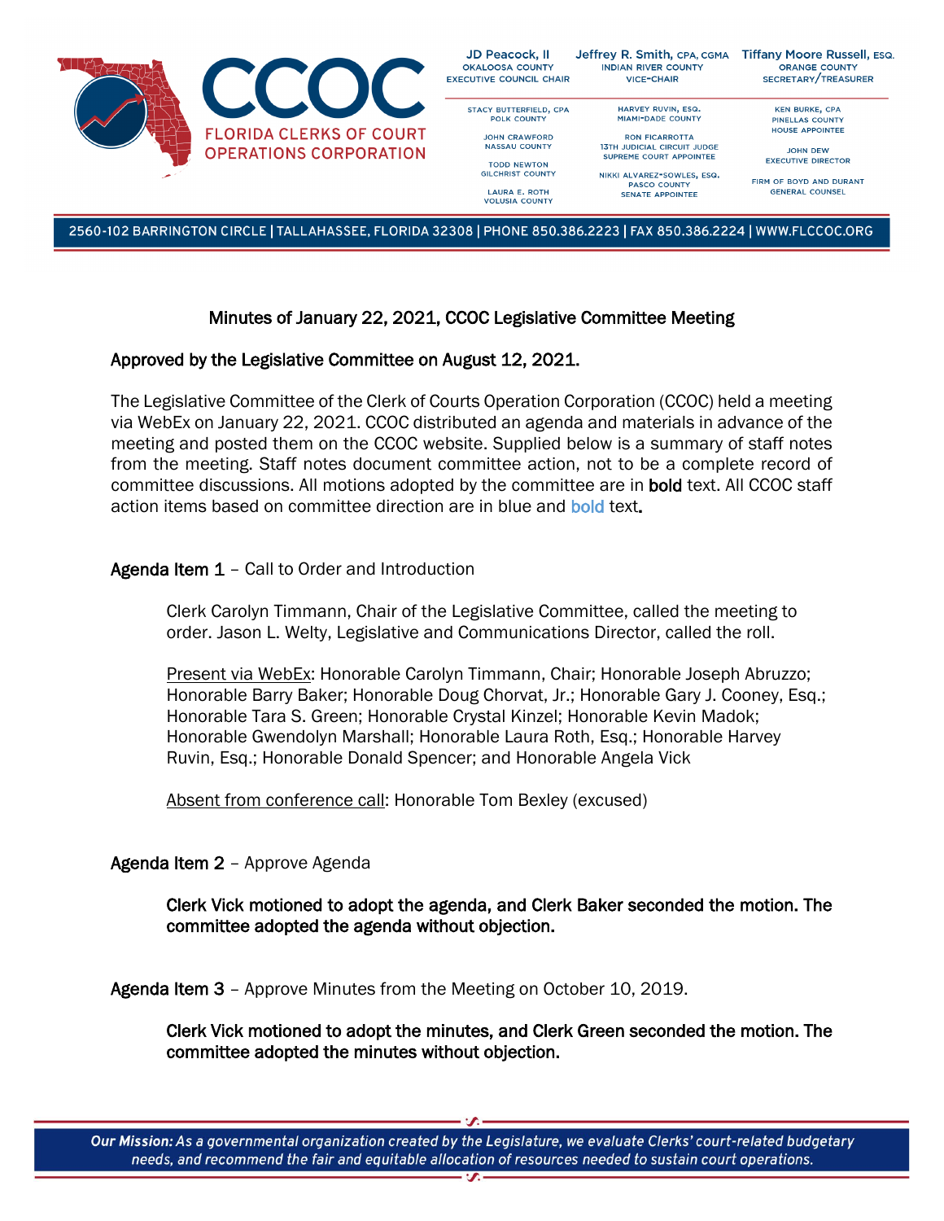**CCOC**
**FLORIDA CLERKS OF COURT OPERATIONS CORPORATION**

| | | |
|---|---|---|
| **JD Peacock, II**<br>OKALOOSA COUNTY<br>EXECUTIVE COUNCIL CHAIR | **Jeffrey R. Smith,** CPA, CGMA<br>INDIAN RIVER COUNTY<br>VICE-CHAIR | **Tiffany Moore Russell,** ESQ.<br>ORANGE COUNTY<br>SECRETARY/TREASURER |
| STACY BUTTERFIELD, CPA<br>POLK COUNTY<br><br>JOHN CRAWFORD<br>NASSAU COUNTY<br><br>TODD NEWTON<br>GILCHRIST COUNTY<br><br>LAURA E. ROTH<br>VOLUSIA COUNTY | HARVEY RUVIN, ESQ.<br>MIAMI-DADE COUNTY<br><br>RON FICARROTTA<br>13TH JUDICIAL CIRCUIT JUDGE<br>SUPREME COURT APPOINTEE<br><br>NIKKI ALVAREZ-SOWLES, ESQ.<br>PASCO COUNTY<br>SENATE APPOINTEE | KEN BURKE, CPA<br>PINELLAS COUNTY<br>HOUSE APPOINTEE<br><br>JOHN DEW<br>EXECUTIVE DIRECTOR<br><br>FIRM OF BOYD AND DURANT<br>GENERAL COUNSEL |

2560-102 BARRINGTON CIRCLE | TALLAHASSEE, FLORIDA 32308 | PHONE 850.386.2223 | FAX 850.386.2224 | WWW.FLCCOC.ORG

# Minutes of January 22, 2021, CCOC Legislative Committee Meeting

**Approved by the Legislative Committee on August 12, 2021.**

The Legislative Committee of the Clerk of Courts Operation Corporation (CCOC) held a meeting via WebEx on January 22, 2021. CCOC distributed an agenda and materials in advance of the meeting and posted them on the CCOC website. Supplied below is a summary of staff notes from the meeting. Staff notes document committee action, not to be a complete record of committee discussions. All motions adopted by the committee are in **bold** text. All CCOC staff action items based on committee direction are in blue and **bold** text.

**Agenda Item 1** – Call to Order and Introduction

Clerk Carolyn Timmann, Chair of the Legislative Committee, called the meeting to order. Jason L. Welty, Legislative and Communications Director, called the roll.

Present via WebEx: Honorable Carolyn Timmann, Chair; Honorable Joseph Abruzzo; Honorable Barry Baker; Honorable Doug Chorvat, Jr.; Honorable Gary J. Cooney, Esq.; Honorable Tara S. Green; Honorable Crystal Kinzel; Honorable Kevin Madok; Honorable Gwendolyn Marshall; Honorable Laura Roth, Esq.; Honorable Harvey Ruvin, Esq.; Honorable Donald Spencer; and Honorable Angela Vick

Absent from conference call: Honorable Tom Bexley (excused)

**Agenda Item 2** – Approve Agenda

**Clerk Vick motioned to adopt the agenda, and Clerk Baker seconded the motion. The committee adopted the agenda without objection.**

**Agenda Item 3** – Approve Minutes from the Meeting on October 10, 2019.

**Clerk Vick motioned to adopt the minutes, and Clerk Green seconded the motion. The committee adopted the minutes without objection.**

*Our Mission: As a governmental organization created by the Legislature, we evaluate Clerks' court-related budgetary needs, and recommend the fair and equitable allocation of resources needed to sustain court operations.*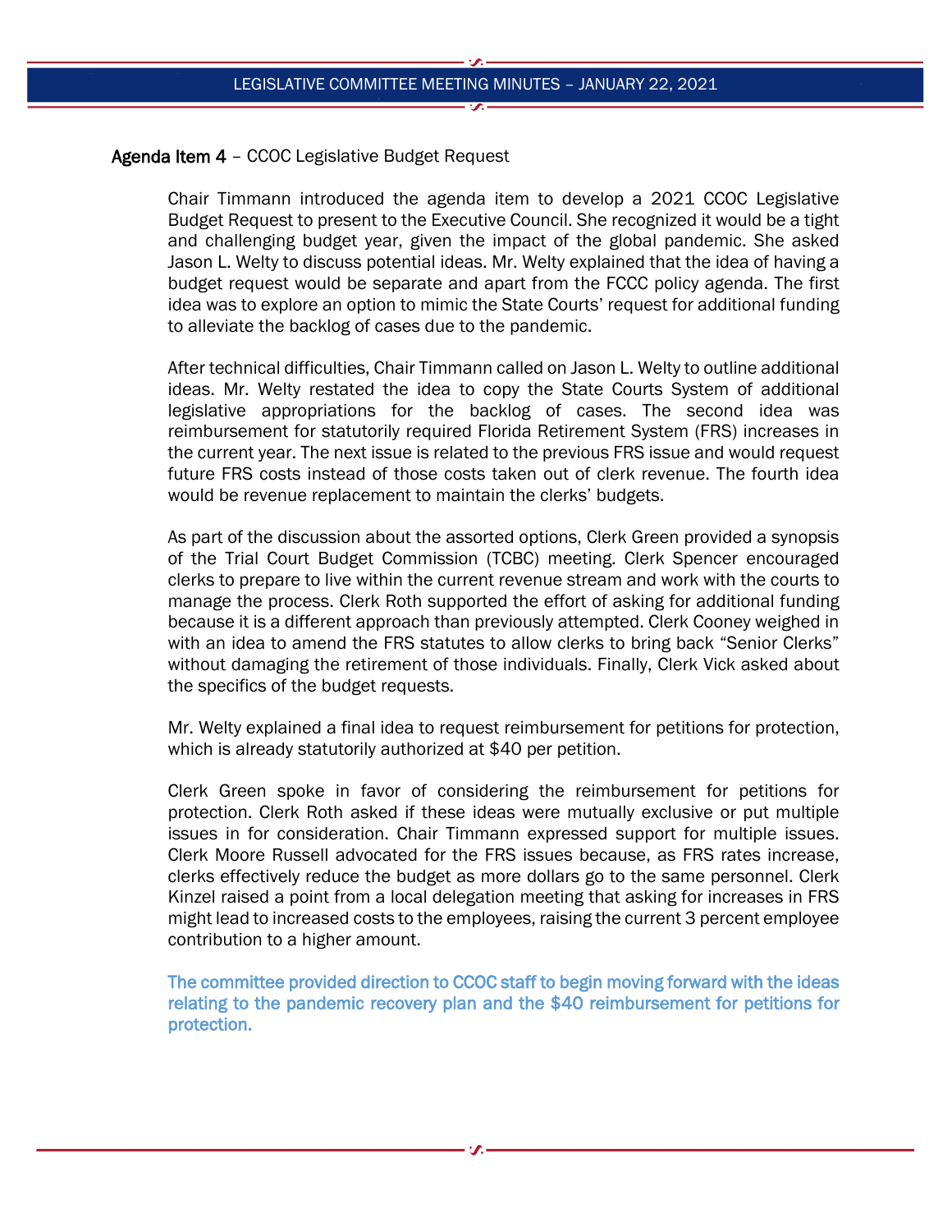**Agenda Item 4** – CCOC Legislative Budget Request

Chair Timmann introduced the agenda item to develop a 2021 CCOC Legislative Budget Request to present to the Executive Council. She recognized it would be a tight and challenging budget year, given the impact of the global pandemic. She asked Jason L. Welty to discuss potential ideas. Mr. Welty explained that the idea of having a budget request would be separate and apart from the FCCC policy agenda. The first idea was to explore an option to mimic the State Courts' request for additional funding to alleviate the backlog of cases due to the pandemic.

After technical difficulties, Chair Timmann called on Jason L. Welty to outline additional ideas. Mr. Welty restated the idea to copy the State Courts System of additional legislative appropriations for the backlog of cases. The second idea was reimbursement for statutorily required Florida Retirement System (FRS) increases in the current year. The next issue is related to the previous FRS issue and would request future FRS costs instead of those costs taken out of clerk revenue. The fourth idea would be revenue replacement to maintain the clerks' budgets.

As part of the discussion about the assorted options, Clerk Green provided a synopsis of the Trial Court Budget Commission (TCBC) meeting. Clerk Spencer encouraged clerks to prepare to live within the current revenue stream and work with the courts to manage the process. Clerk Roth supported the effort of asking for additional funding because it is a different approach than previously attempted. Clerk Cooney weighed in with an idea to amend the FRS statutes to allow clerks to bring back "Senior Clerks" without damaging the retirement of those individuals. Finally, Clerk Vick asked about the specifics of the budget requests.

Mr. Welty explained a final idea to request reimbursement for petitions for protection, which is already statutorily authorized at $40 per petition.

Clerk Green spoke in favor of considering the reimbursement for petitions for protection. Clerk Roth asked if these ideas were mutually exclusive or put multiple issues in for consideration. Chair Timmann expressed support for multiple issues. Clerk Moore Russell advocated for the FRS issues because, as FRS rates increase, clerks effectively reduce the budget as more dollars go to the same personnel. Clerk Kinzel raised a point from a local delegation meeting that asking for increases in FRS might lead to increased costs to the employees, raising the current 3 percent employee contribution to a higher amount.

**The committee provided direction to CCOC staff to begin moving forward with the ideas relating to the pandemic recovery plan and the $40 reimbursement for petitions for protection.**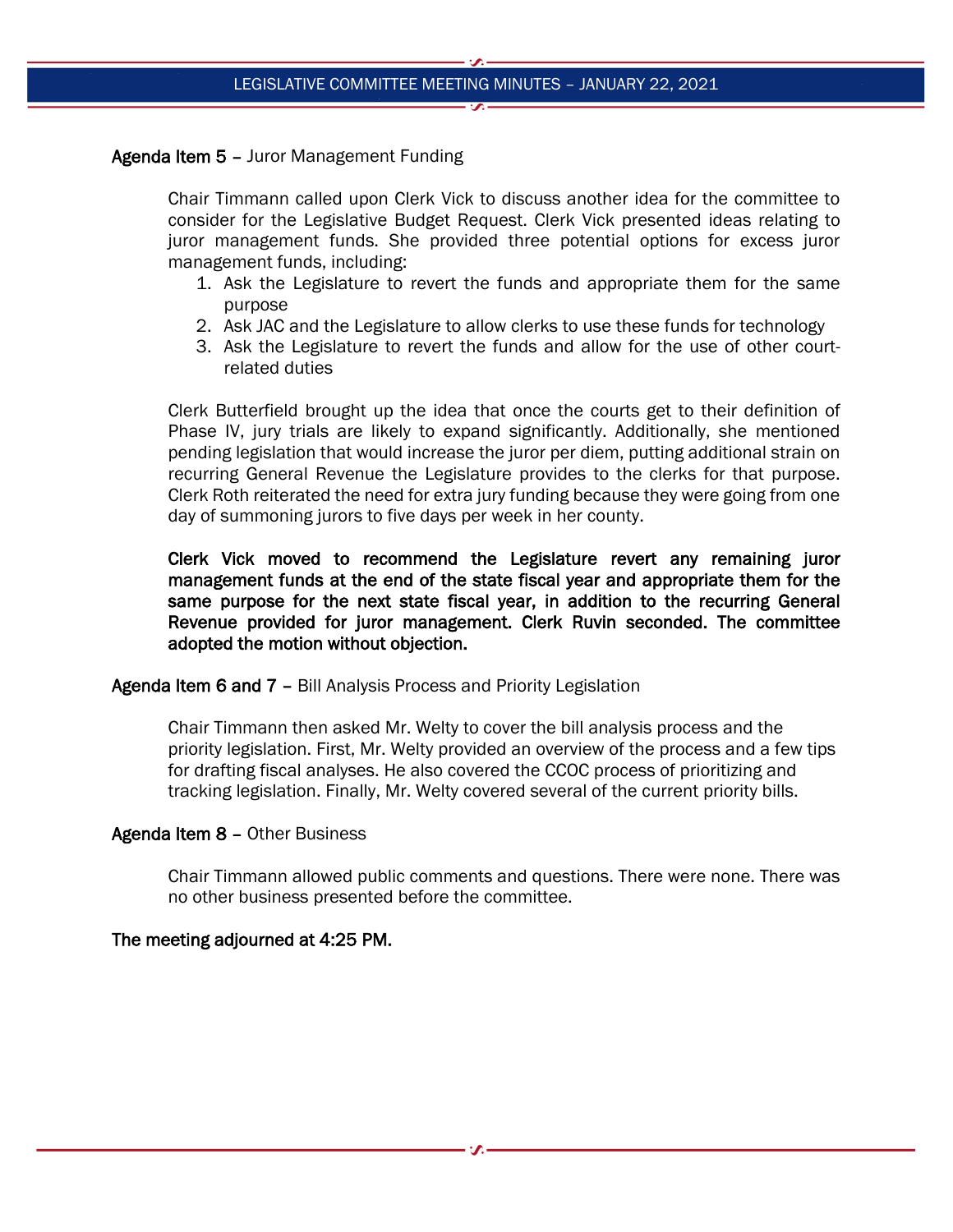**Agenda Item 5 –** Juror Management Funding

Chair Timmann called upon Clerk Vick to discuss another idea for the committee to consider for the Legislative Budget Request. Clerk Vick presented ideas relating to juror management funds. She provided three potential options for excess juror management funds, including:

1. Ask the Legislature to revert the funds and appropriate them for the same purpose
2. Ask JAC and the Legislature to allow clerks to use these funds for technology
3. Ask the Legislature to revert the funds and allow for the use of other court-related duties

Clerk Butterfield brought up the idea that once the courts get to their definition of Phase IV, jury trials are likely to expand significantly. Additionally, she mentioned pending legislation that would increase the juror per diem, putting additional strain on recurring General Revenue the Legislature provides to the clerks for that purpose. Clerk Roth reiterated the need for extra jury funding because they were going from one day of summoning jurors to five days per week in her county.

**Clerk Vick moved to recommend the Legislature revert any remaining juror management funds at the end of the state fiscal year and appropriate them for the same purpose for the next state fiscal year, in addition to the recurring General Revenue provided for juror management. Clerk Ruvin seconded. The committee adopted the motion without objection.**

**Agenda Item 6 and 7 –** Bill Analysis Process and Priority Legislation

Chair Timmann then asked Mr. Welty to cover the bill analysis process and the priority legislation. First, Mr. Welty provided an overview of the process and a few tips for drafting fiscal analyses. He also covered the CCOC process of prioritizing and tracking legislation. Finally, Mr. Welty covered several of the current priority bills.

**Agenda Item 8 –** Other Business

Chair Timmann allowed public comments and questions. There were none. There was no other business presented before the committee.

**The meeting adjourned at 4:25 PM.**